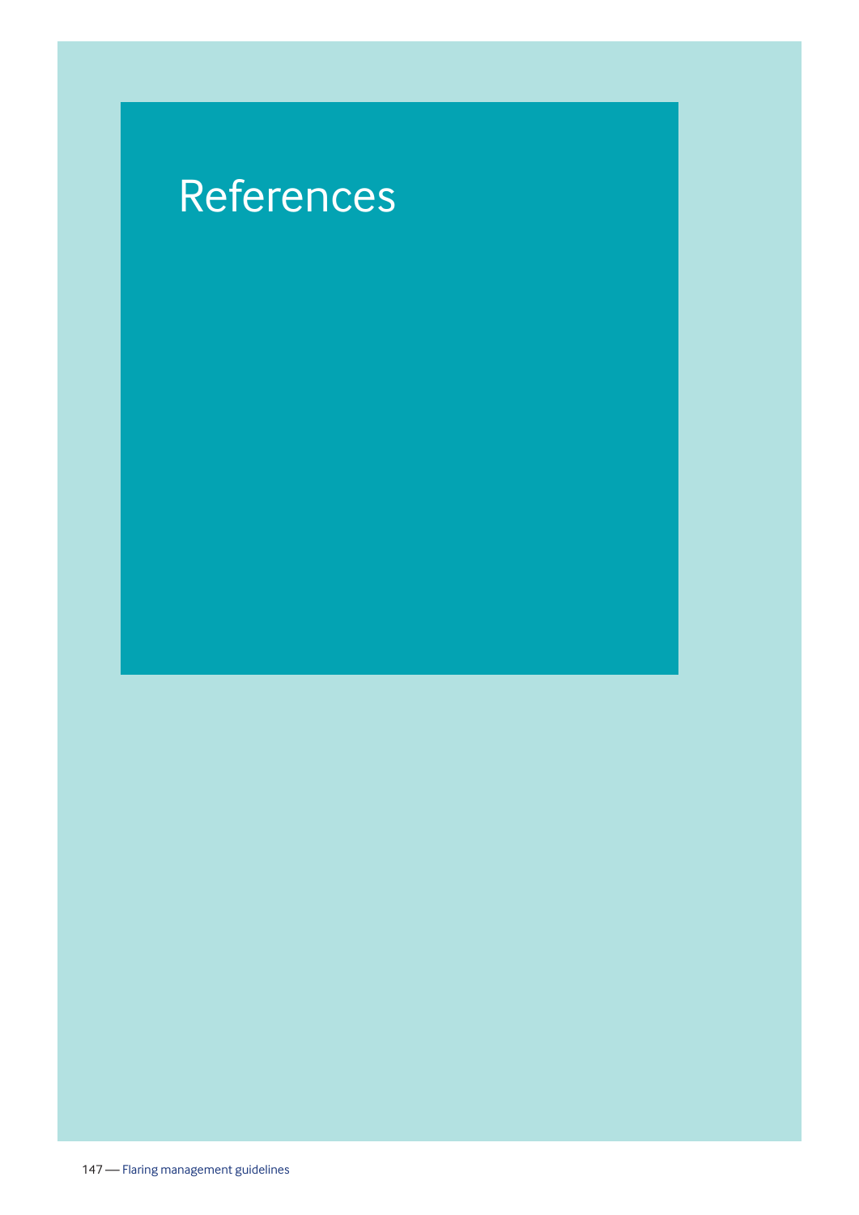# References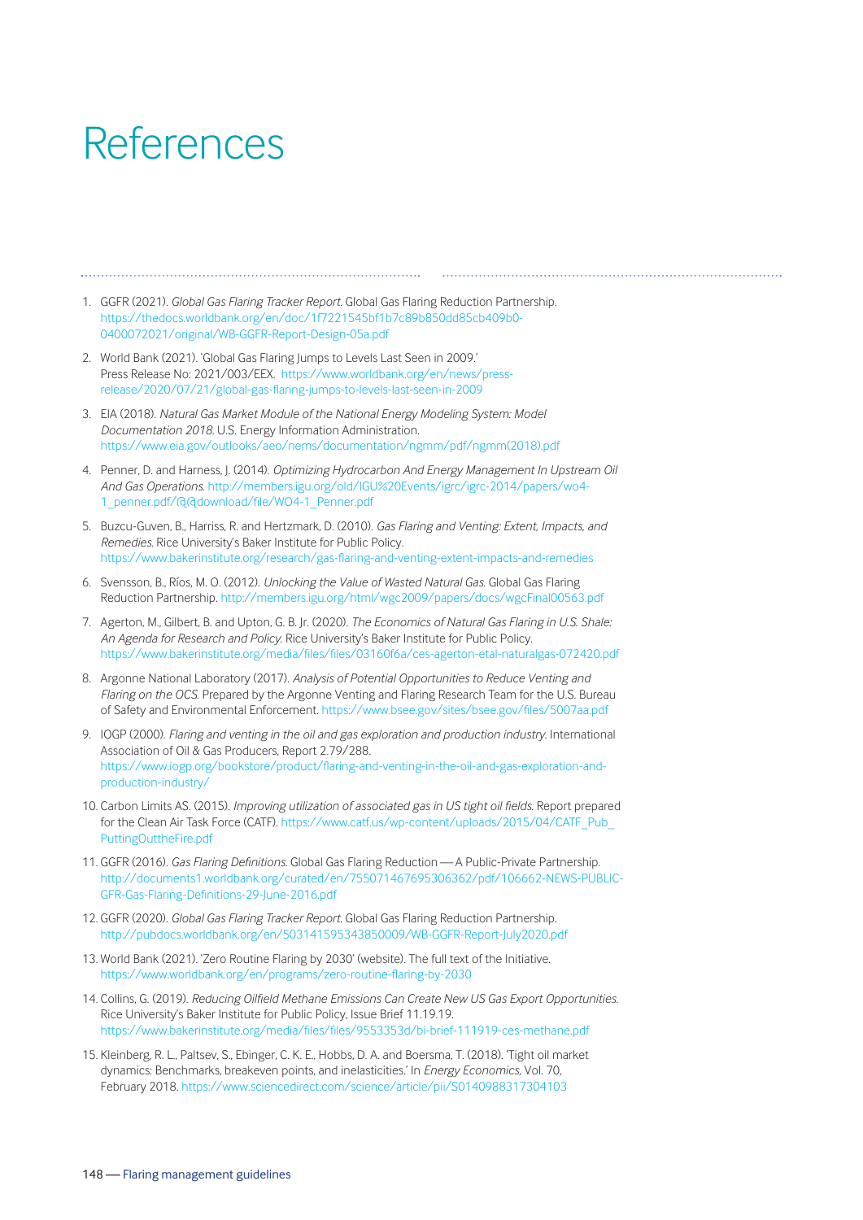# References

1. GGFR (2021). *Global Gas Flaring Tracker Report.* Global Gas Flaring Reduction Partnership. https://thedocs.worldbank.org/en/doc/1f7221545bf1b7c89b850dd85cb409b0-0400072021/original/WB-GGFR-Report-Design-05a.pdf

2. World Bank (2021). 'Global Gas Flaring Jumps to Levels Last Seen in 2009.' Press Release No: 2021/003/EEX. https://www.worldbank.org/en/news/press-release/2020/07/21/global-gas-flaring-jumps-to-levels-last-seen-in-2009

3. EIA (2018). *Natural Gas Market Module of the National Energy Modeling System: Model Documentation 2018.* U.S. Energy Information Administration. https://www.eia.gov/outlooks/aeo/nems/documentation/ngmm/pdf/ngmm(2018).pdf

4. Penner, D. and Harness, J. (2014). *Optimizing Hydrocarbon And Energy Management In Upstream Oil And Gas Operations.* http://members.igu.org/old/IGU%20Events/igrc/igrc-2014/papers/wo4-1_penner.pdf/@@download/file/WO4-1_Penner.pdf

5. Buzcu-Guven, B., Harriss, R. and Hertzmark, D. (2010). *Gas Flaring and Venting: Extent, Impacts, and Remedies.* Rice University's Baker Institute for Public Policy. https://www.bakerinstitute.org/research/gas-flaring-and-venting-extent-impacts-and-remedies

6. Svensson, B., Ríos, M. O. (2012). *Unlocking the Value of Wasted Natural Gas.* Global Gas Flaring Reduction Partnership. http://members.igu.org/html/wgc2009/papers/docs/wgcFinal00563.pdf

7. Agerton, M., Gilbert, B. and Upton, G. B. Jr. (2020). *The Economics of Natural Gas Flaring in U.S. Shale: An Agenda for Research and Policy.* Rice University's Baker Institute for Public Policy. https://www.bakerinstitute.org/media/files/files/03160f6a/ces-agerton-etal-naturalgas-072420.pdf

8. Argonne National Laboratory (2017). *Analysis of Potential Opportunities to Reduce Venting and Flaring on the OCS.* Prepared by the Argonne Venting and Flaring Research Team for the U.S. Bureau of Safety and Environmental Enforcement. https://www.bsee.gov/sites/bsee.gov/files/5007aa.pdf

9. IOGP (2000). *Flaring and venting in the oil and gas exploration and production industry.* International Association of Oil & Gas Producers, Report 2.79/288. https://www.iogp.org/bookstore/product/flaring-and-venting-in-the-oil-and-gas-exploration-and-production-industry/

10. Carbon Limits AS. (2015). *Improving utilization of associated gas in US tight oil fields.* Report prepared for the Clean Air Task Force (CATF). https://www.catf.us/wp-content/uploads/2015/04/CATF_Pub_PuttingOuttheFire.pdf

11. GGFR (2016). *Gas Flaring Definitions.* Global Gas Flaring Reduction — A Public-Private Partnership. http://documents1.worldbank.org/curated/en/755071467695306362/pdf/106662-NEWS-PUBLIC-GFR-Gas-Flaring-Definitions-29-June-2016.pdf

12. GGFR (2020). *Global Gas Flaring Tracker Report.* Global Gas Flaring Reduction Partnership. http://pubdocs.worldbank.org/en/503141595343850009/WB-GGFR-Report-July2020.pdf

13. World Bank (2021). 'Zero Routine Flaring by 2030' (website). The full text of the Initiative. https://www.worldbank.org/en/programs/zero-routine-flaring-by-2030

14. Collins, G. (2019). *Reducing Oilfield Methane Emissions Can Create New US Gas Export Opportunities.* Rice University's Baker Institute for Public Policy, Issue Brief 11.19.19. https://www.bakerinstitute.org/media/files/files/9553353d/bi-brief-111919-ces-methane.pdf

15. Kleinberg, R. L., Paltsev, S., Ebinger, C. K. E., Hobbs, D. A. and Boersma, T. (2018). 'Tight oil market dynamics: Benchmarks, breakeven points, and inelasticities.' In *Energy Economics*, Vol. 70, February 2018. https://www.sciencedirect.com/science/article/pii/S0140988317304103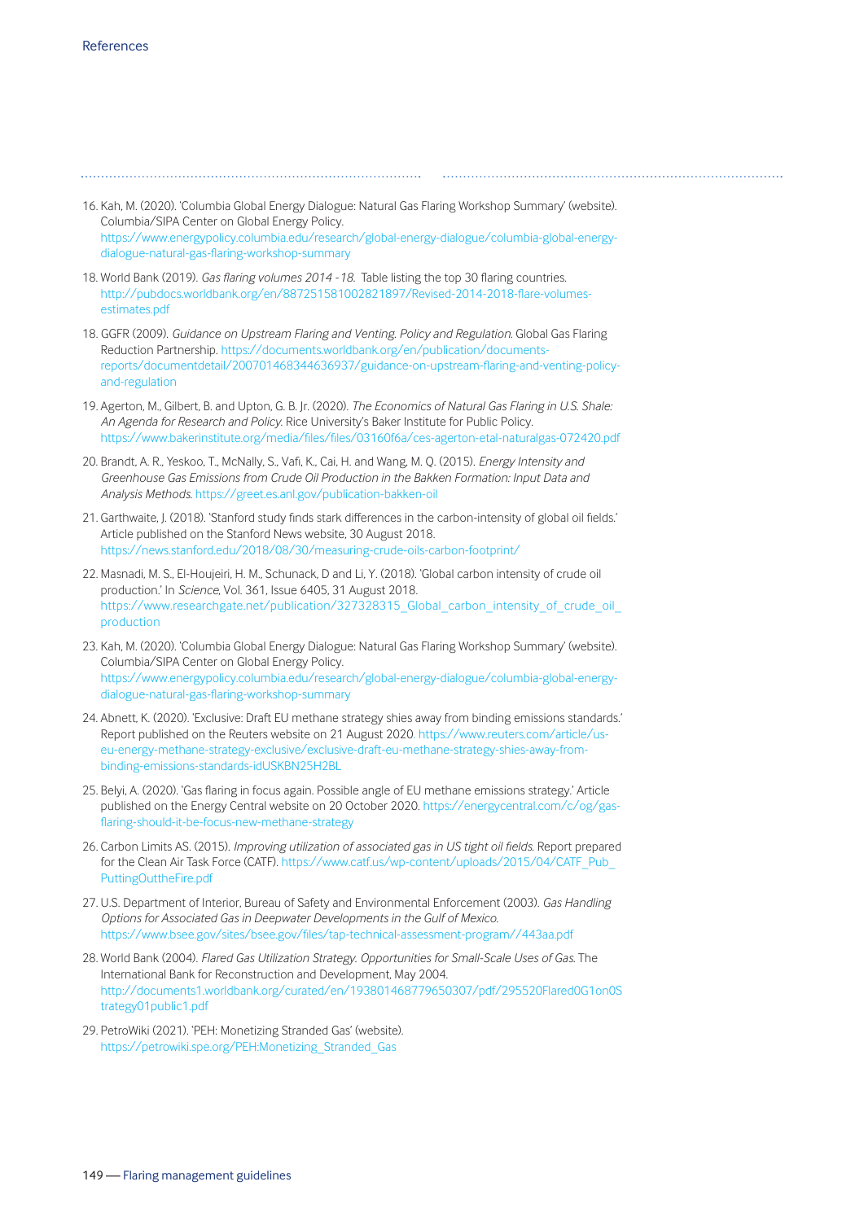16. Kah, M. (2020). 'Columbia Global Energy Dialogue: Natural Gas Flaring Workshop Summary' (website). Columbia/SIPA Center on Global Energy Policy. https://www.energypolicy.columbia.edu/research/global-energy-dialogue/columbia-global-energy-dialogue-natural-gas-flaring-workshop-summary

18. World Bank (2019). *Gas flaring volumes 2014 - 18.* Table listing the top 30 flaring countries. http://pubdocs.worldbank.org/en/887251581002821897/Revised-2014-2018-flare-volumes-estimates.pdf

18. GGFR (2009). *Guidance on Upstream Flaring and Venting. Policy and Regulation.* Global Gas Flaring Reduction Partnership. https://documents.worldbank.org/en/publication/documents-reports/documentdetail/200701468344636937/guidance-on-upstream-flaring-and-venting-policy-and-regulation

19. Agerton, M., Gilbert, B. and Upton, G. B. Jr. (2020). *The Economics of Natural Gas Flaring in U.S. Shale: An Agenda for Research and Policy.* Rice University's Baker Institute for Public Policy. https://www.bakerinstitute.org/media/files/files/03160f6a/ces-agerton-etal-naturalgas-072420.pdf

20. Brandt, A. R., Yeskoo, T., McNally, S., Vafi, K., Cai, H. and Wang, M. Q. (2015). *Energy Intensity and Greenhouse Gas Emissions from Crude Oil Production in the Bakken Formation: Input Data and Analysis Methods.* https://greet.es.anl.gov/publication-bakken-oil

21. Garthwaite, J. (2018). 'Stanford study finds stark differences in the carbon-intensity of global oil fields.' Article published on the Stanford News website, 30 August 2018. https://news.stanford.edu/2018/08/30/measuring-crude-oils-carbon-footprint/

22. Masnadi, M. S., El-Houjeiri, H. M., Schunack, D and Li, Y. (2018). 'Global carbon intensity of crude oil production.' In *Science*, Vol. 361, Issue 6405, 31 August 2018. https://www.researchgate.net/publication/327328315_Global_carbon_intensity_of_crude_oil_production

23. Kah, M. (2020). 'Columbia Global Energy Dialogue: Natural Gas Flaring Workshop Summary' (website). Columbia/SIPA Center on Global Energy Policy. https://www.energypolicy.columbia.edu/research/global-energy-dialogue/columbia-global-energy-dialogue-natural-gas-flaring-workshop-summary

24. Abnett, K. (2020). 'Exclusive: Draft EU methane strategy shies away from binding emissions standards.' Report published on the Reuters website on 21 August 2020. https://www.reuters.com/article/us-eu-energy-methane-strategy-exclusive/exclusive-draft-eu-methane-strategy-shies-away-from-binding-emissions-standards-idUSKBN25H2BL

25. Belyi, A. (2020). 'Gas flaring in focus again. Possible angle of EU methane emissions strategy.' Article published on the Energy Central website on 20 October 2020. https://energycentral.com/c/og/gas-flaring-should-it-be-focus-new-methane-strategy

26. Carbon Limits AS. (2015). *Improving utilization of associated gas in US tight oil fields.* Report prepared for the Clean Air Task Force (CATF). https://www.catf.us/wp-content/uploads/2015/04/CATF_Pub_PuttingOuttheFire.pdf

27. U.S. Department of Interior, Bureau of Safety and Environmental Enforcement (2003). *Gas Handling Options for Associated Gas in Deepwater Developments in the Gulf of Mexico.* https://www.bsee.gov/sites/bsee.gov/files/tap-technical-assessment-program//443aa.pdf

28. World Bank (2004). *Flared Gas Utilization Strategy. Opportunities for Small-Scale Uses of Gas.* The International Bank for Reconstruction and Development, May 2004. http://documents1.worldbank.org/curated/en/193801468779650307/pdf/295520Flared0G1on0Strategy01public1.pdf

29. PetroWiki (2021). 'PEH: Monetizing Stranded Gas' (website). https://petrowiki.spe.org/PEH:Monetizing_Stranded_Gas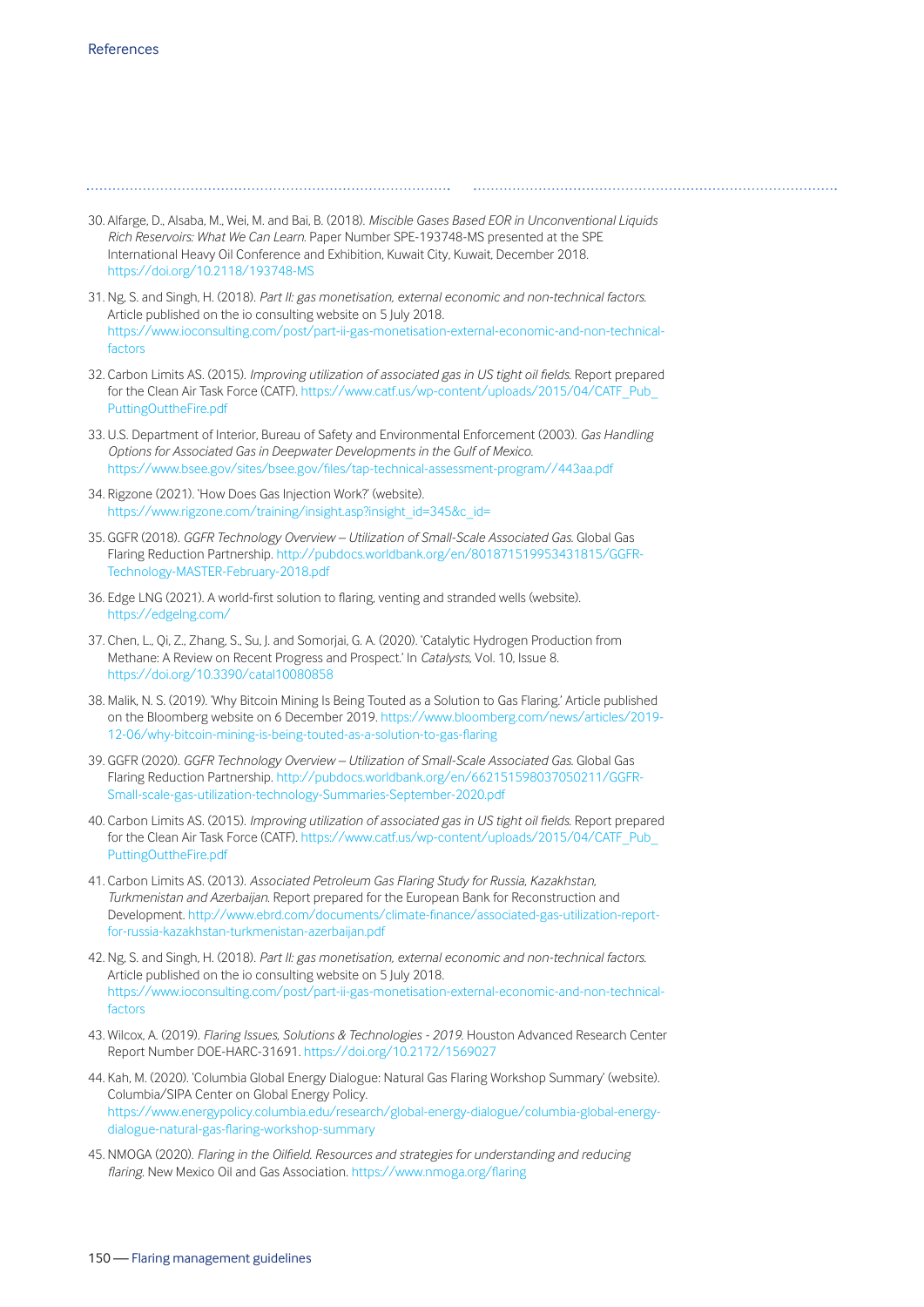30. Alfarge, D., Alsaba, M., Wei, M. and Bai, B. (2018). *Miscible Gases Based EOR in Unconventional Liquids Rich Reservoirs: What We Can Learn.* Paper Number SPE-193748-MS presented at the SPE International Heavy Oil Conference and Exhibition, Kuwait City, Kuwait, December 2018. https://doi.org/10.2118/193748-MS

31. Ng, S. and Singh, H. (2018). *Part II: gas monetisation, external economic and non-technical factors.* Article published on the io consulting website on 5 July 2018. https://www.ioconsulting.com/post/part-ii-gas-monetisation-external-economic-and-non-technical-factors

32. Carbon Limits AS. (2015). *Improving utilization of associated gas in US tight oil fields.* Report prepared for the Clean Air Task Force (CATF). https://www.catf.us/wp-content/uploads/2015/04/CATF_Pub_PuttingOuttheFire.pdf

33. U.S. Department of Interior, Bureau of Safety and Environmental Enforcement (2003). *Gas Handling Options for Associated Gas in Deepwater Developments in the Gulf of Mexico.* https://www.bsee.gov/sites/bsee.gov/files/tap-technical-assessment-program//443aa.pdf

34. Rigzone (2021). 'How Does Gas Injection Work?' (website). https://www.rigzone.com/training/insight.asp?insight_id=345&c_id=

35. GGFR (2018). *GGFR Technology Overview – Utilization of Small-Scale Associated Gas.* Global Gas Flaring Reduction Partnership. http://pubdocs.worldbank.org/en/801871519953431815/GGFR-Technology-MASTER-February-2018.pdf

36. Edge LNG (2021). A world-first solution to flaring, venting and stranded wells (website). https://edgelng.com/

37. Chen, L., Qi, Z., Zhang, S., Su, J. and Somorjai, G. A. (2020). 'Catalytic Hydrogen Production from Methane: A Review on Recent Progress and Prospect.' In *Catalysts,* Vol. 10, Issue 8. https://doi.org/10.3390/catal10080858

38. Malik, N. S. (2019). 'Why Bitcoin Mining Is Being Touted as a Solution to Gas Flaring.' Article published on the Bloomberg website on 6 December 2019. https://www.bloomberg.com/news/articles/2019-12-06/why-bitcoin-mining-is-being-touted-as-a-solution-to-gas-flaring

39. GGFR (2020). *GGFR Technology Overview – Utilization of Small-Scale Associated Gas.* Global Gas Flaring Reduction Partnership. http://pubdocs.worldbank.org/en/662151598037050211/GGFR-Small-scale-gas-utilization-technology-Summaries-September-2020.pdf

40. Carbon Limits AS. (2015). *Improving utilization of associated gas in US tight oil fields.* Report prepared for the Clean Air Task Force (CATF). https://www.catf.us/wp-content/uploads/2015/04/CATF_Pub_PuttingOuttheFire.pdf

41. Carbon Limits AS. (2013). *Associated Petroleum Gas Flaring Study for Russia, Kazakhstan, Turkmenistan and Azerbaijan.* Report prepared for the European Bank for Reconstruction and Development. http://www.ebrd.com/documents/climate-finance/associated-gas-utilization-report-for-russia-kazakhstan-turkmenistan-azerbaijan.pdf

42. Ng, S. and Singh, H. (2018). *Part II: gas monetisation, external economic and non-technical factors.* Article published on the io consulting website on 5 July 2018. https://www.ioconsulting.com/post/part-ii-gas-monetisation-external-economic-and-non-technical-factors

43. Wilcox, A. (2019). *Flaring Issues, Solutions & Technologies - 2019.* Houston Advanced Research Center Report Number DOE-HARC-31691. https://doi.org/10.2172/1569027

44. Kah, M. (2020). 'Columbia Global Energy Dialogue: Natural Gas Flaring Workshop Summary' (website). Columbia/SIPA Center on Global Energy Policy. https://www.energypolicy.columbia.edu/research/global-energy-dialogue/columbia-global-energy-dialogue-natural-gas-flaring-workshop-summary

45. NMOGA (2020). *Flaring in the Oilfield. Resources and strategies for understanding and reducing flaring.* New Mexico Oil and Gas Association. https://www.nmoga.org/flaring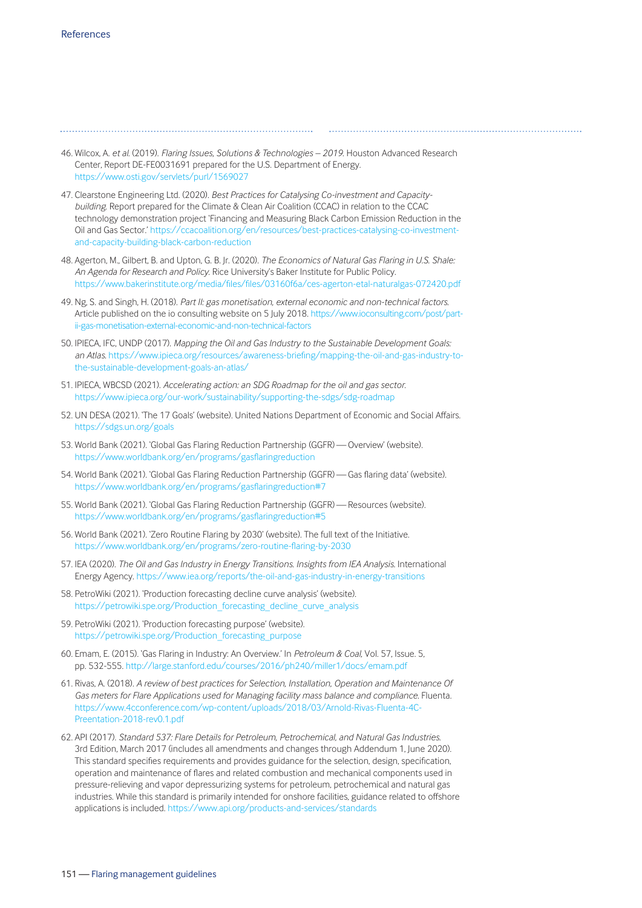46. Wilcox, A. *et al.* (2019). *Flaring Issues, Solutions & Technologies – 2019.* Houston Advanced Research Center, Report DE-FE0031691 prepared for the U.S. Department of Energy. https://www.osti.gov/servlets/purl/1569027

47. Clearstone Engineering Ltd. (2020). *Best Practices for Catalysing Co-investment and Capacity-building.* Report prepared for the Climate & Clean Air Coalition (CCAC) in relation to the CCAC technology demonstration project 'Financing and Measuring Black Carbon Emission Reduction in the Oil and Gas Sector.' https://ccacoalition.org/en/resources/best-practices-catalysing-co-investment-and-capacity-building-black-carbon-reduction

48. Agerton, M., Gilbert, B. and Upton, G. B. Jr. (2020). *The Economics of Natural Gas Flaring in U.S. Shale: An Agenda for Research and Policy.* Rice University's Baker Institute for Public Policy. https://www.bakerinstitute.org/media/files/files/03160f6a/ces-agerton-etal-naturalgas-072420.pdf

49. Ng, S. and Singh, H. (2018). *Part II: gas monetisation, external economic and non-technical factors.* Article published on the io consulting website on 5 July 2018. https://www.ioconsulting.com/post/part-ii-gas-monetisation-external-economic-and-non-technical-factors

50. IPIECA, IFC, UNDP (2017). *Mapping the Oil and Gas Industry to the Sustainable Development Goals: an Atlas.* https://www.ipieca.org/resources/awareness-briefing/mapping-the-oil-and-gas-industry-to-the-sustainable-development-goals-an-atlas/

51. IPIECA, WBCSD (2021). *Accelerating action: an SDG Roadmap for the oil and gas sector.* https://www.ipieca.org/our-work/sustainability/supporting-the-sdgs/sdg-roadmap

52. UN DESA (2021). 'The 17 Goals' (website). United Nations Department of Economic and Social Affairs. https://sdgs.un.org/goals

53. World Bank (2021). 'Global Gas Flaring Reduction Partnership (GGFR) — Overview' (website). https://www.worldbank.org/en/programs/gasflaringreduction

54. World Bank (2021). 'Global Gas Flaring Reduction Partnership (GGFR) — Gas flaring data' (website). https://www.worldbank.org/en/programs/gasflaringreduction#7

55. World Bank (2021). 'Global Gas Flaring Reduction Partnership (GGFR) — Resources (website). https://www.worldbank.org/en/programs/gasflaringreduction#5

56. World Bank (2021). 'Zero Routine Flaring by 2030' (website). The full text of the Initiative. https://www.worldbank.org/en/programs/zero-routine-flaring-by-2030

57. IEA (2020). *The Oil and Gas Industry in Energy Transitions. Insights from IEA Analysis.* International Energy Agency. https://www.iea.org/reports/the-oil-and-gas-industry-in-energy-transitions

58. PetroWiki (2021). 'Production forecasting decline curve analysis' (website). https://petrowiki.spe.org/Production_forecasting_decline_curve_analysis

59. PetroWiki (2021). 'Production forecasting purpose' (website). https://petrowiki.spe.org/Production_forecasting_purpose

60. Emam, E. (2015). 'Gas Flaring in Industry: An Overview.' In *Petroleum & Coal,* Vol. 57, Issue. 5, pp. 532-555. http://large.stanford.edu/courses/2016/ph240/miller1/docs/emam.pdf

61. Rivas, A. (2018). *A review of best practices for Selection, Installation, Operation and Maintenance Of Gas meters for Flare Applications used for Managing facility mass balance and compliance.* Fluenta. https://www.4cconference.com/wp-content/uploads/2018/03/Arnold-Rivas-Fluenta-4C-Preentation-2018-rev0.1.pdf

62. API (2017). *Standard 537: Flare Details for Petroleum, Petrochemical, and Natural Gas Industries.* 3rd Edition, March 2017 (includes all amendments and changes through Addendum 1, June 2020). This standard specifies requirements and provides guidance for the selection, design, specification, operation and maintenance of flares and related combustion and mechanical components used in pressure-relieving and vapor depressurizing systems for petroleum, petrochemical and natural gas industries. While this standard is primarily intended for onshore facilities, guidance related to offshore applications is included. https://www.api.org/products-and-services/standards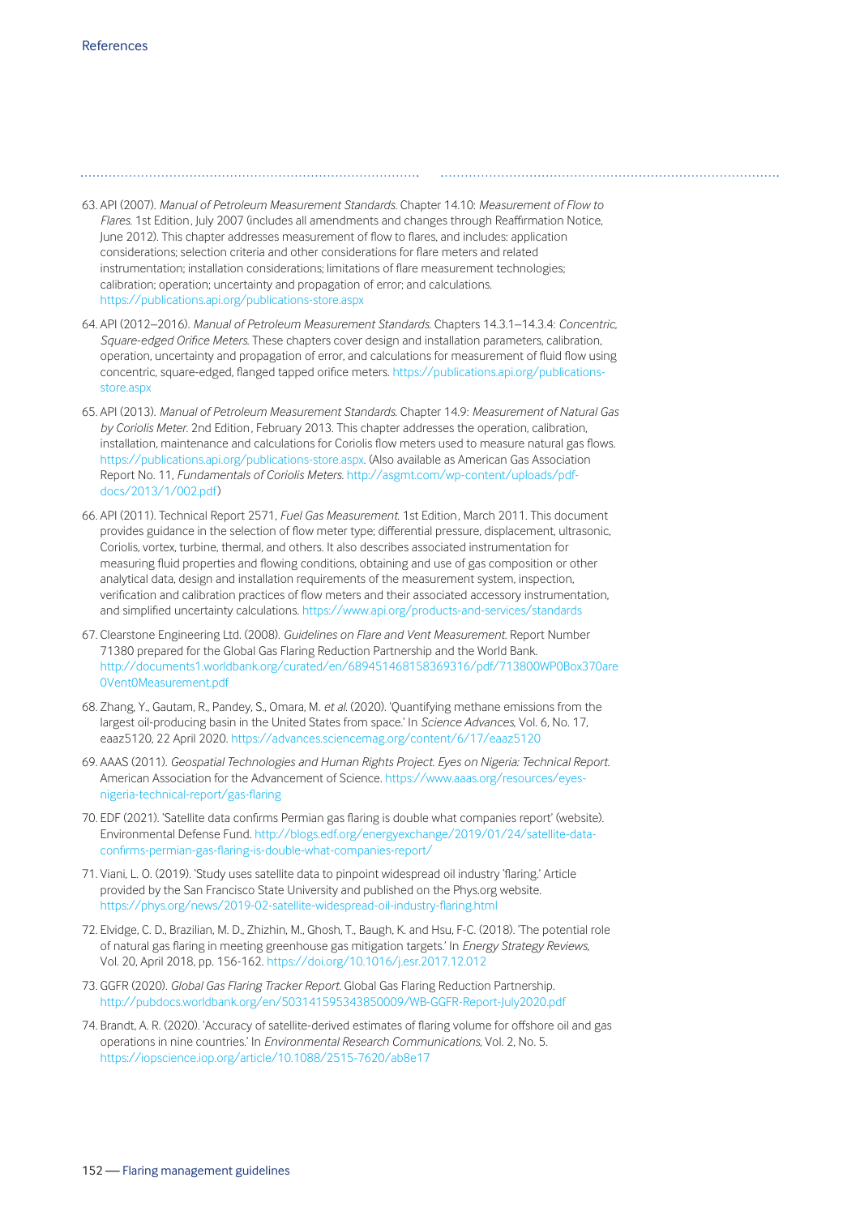63. API (2007). *Manual of Petroleum Measurement Standards.* Chapter 14.10: *Measurement of Flow to Flares.* 1st Edition, July 2007 (includes all amendments and changes through Reaffirmation Notice, June 2012). This chapter addresses measurement of flow to flares, and includes: application considerations; selection criteria and other considerations for flare meters and related instrumentation; installation considerations; limitations of flare measurement technologies; calibration; operation; uncertainty and propagation of error; and calculations. https://publications.api.org/publications-store.aspx

64. API (2012–2016). *Manual of Petroleum Measurement Standards.* Chapters 14.3.1–14.3.4: *Concentric, Square-edged Orifice Meters.* These chapters cover design and installation parameters, calibration, operation, uncertainty and propagation of error, and calculations for measurement of fluid flow using concentric, square-edged, flanged tapped orifice meters. https://publications.api.org/publications-store.aspx

65. API (2013). *Manual of Petroleum Measurement Standards.* Chapter 14.9: *Measurement of Natural Gas by Coriolis Meter.* 2nd Edition, February 2013. This chapter addresses the operation, calibration, installation, maintenance and calculations for Coriolis flow meters used to measure natural gas flows. https://publications.api.org/publications-store.aspx. (Also available as American Gas Association Report No. 11, *Fundamentals of Coriolis Meters.* http://asgmt.com/wp-content/uploads/pdf-docs/2013/1/002.pdf)

66. API (2011). Technical Report 2571, *Fuel Gas Measurement.* 1st Edition, March 2011. This document provides guidance in the selection of flow meter type; differential pressure, displacement, ultrasonic, Coriolis, vortex, turbine, thermal, and others. It also describes associated instrumentation for measuring fluid properties and flowing conditions, obtaining and use of gas composition or other analytical data, design and installation requirements of the measurement system, inspection, verification and calibration practices of flow meters and their associated accessory instrumentation, and simplified uncertainty calculations. https://www.api.org/products-and-services/standards

67. Clearstone Engineering Ltd. (2008). *Guidelines on Flare and Vent Measurement.* Report Number 71380 prepared for the Global Gas Flaring Reduction Partnership and the World Bank. http://documents1.worldbank.org/curated/en/689451468158369316/pdf/713800WP0Box370are0Vent0Measurement.pdf

68. Zhang, Y., Gautam, R., Pandey, S., Omara, M. *et al.* (2020). 'Quantifying methane emissions from the largest oil-producing basin in the United States from space.' In *Science Advances*, Vol. 6, No. 17, eaaz5120, 22 April 2020. https://advances.sciencemag.org/content/6/17/eaaz5120

69. AAAS (2011). *Geospatial Technologies and Human Rights Project. Eyes on Nigeria: Technical Report.* American Association for the Advancement of Science. https://www.aaas.org/resources/eyes-nigeria-technical-report/gas-flaring

70. EDF (2021). 'Satellite data confirms Permian gas flaring is double what companies report' (website). Environmental Defense Fund. http://blogs.edf.org/energyexchange/2019/01/24/satellite-data-confirms-permian-gas-flaring-is-double-what-companies-report/

71. Viani, L. O. (2019). 'Study uses satellite data to pinpoint widespread oil industry 'flaring.' Article provided by the San Francisco State University and published on the Phys.org website. https://phys.org/news/2019-02-satellite-widespread-oil-industry-flaring.html

72. Elvidge, C. D., Brazilian, M. D., Zhizhin, M., Ghosh, T., Baugh, K. and Hsu, F-C. (2018). 'The potential role of natural gas flaring in meeting greenhouse gas mitigation targets.' In *Energy Strategy Reviews*, Vol. 20, April 2018, pp. 156-162. https://doi.org/10.1016/j.esr.2017.12.012

73. GGFR (2020). *Global Gas Flaring Tracker Report.* Global Gas Flaring Reduction Partnership. http://pubdocs.worldbank.org/en/503141595343850009/WB-GGFR-Report-July2020.pdf

74. Brandt, A. R. (2020). 'Accuracy of satellite-derived estimates of flaring volume for offshore oil and gas operations in nine countries.' In *Environmental Research Communications*, Vol. 2, No. 5. https://iopscience.iop.org/article/10.1088/2515-7620/ab8e17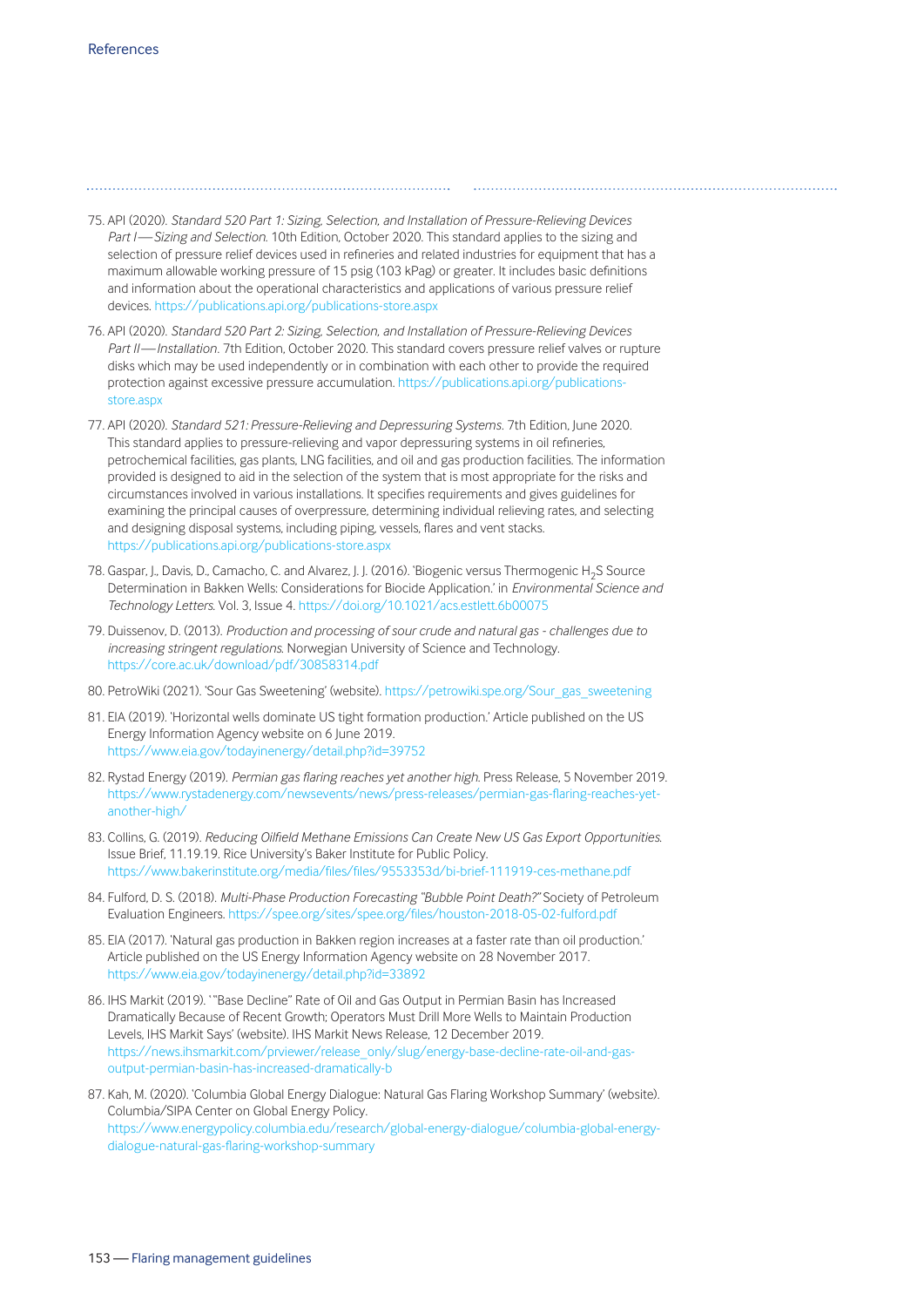75. API (2020). *Standard 520 Part 1: Sizing, Selection, and Installation of Pressure-Relieving Devices Part I—Sizing and Selection.* 10th Edition, October 2020. This standard applies to the sizing and selection of pressure relief devices used in refineries and related industries for equipment that has a maximum allowable working pressure of 15 psig (103 kPag) or greater. It includes basic definitions and information about the operational characteristics and applications of various pressure relief devices. https://publications.api.org/publications-store.aspx

76. API (2020). *Standard 520 Part 2: Sizing, Selection, and Installation of Pressure-Relieving Devices Part II—Installation*. 7th Edition, October 2020. This standard covers pressure relief valves or rupture disks which may be used independently or in combination with each other to provide the required protection against excessive pressure accumulation. https://publications.api.org/publications-store.aspx

77. API (2020). *Standard 521: Pressure-Relieving and Depressuring Systems.* 7th Edition, June 2020. This standard applies to pressure-relieving and vapor depressuring systems in oil refineries, petrochemical facilities, gas plants, LNG facilities, and oil and gas production facilities. The information provided is designed to aid in the selection of the system that is most appropriate for the risks and circumstances involved in various installations. It specifies requirements and gives guidelines for examining the principal causes of overpressure, determining individual relieving rates, and selecting and designing disposal systems, including piping, vessels, flares and vent stacks. https://publications.api.org/publications-store.aspx

78. Gaspar, J., Davis, D., Camacho, C. and Alvarez, J. J. (2016). 'Biogenic versus Thermogenic $H_2S$ Source Determination in Bakken Wells: Considerations for Biocide Application.' in *Environmental Science and Technology Letters.* Vol. 3, Issue 4. https://doi.org/10.1021/acs.estlett.6b00075

79. Duissenov, D. (2013). *Production and processing of sour crude and natural gas - challenges due to increasing stringent regulations.* Norwegian University of Science and Technology. https://core.ac.uk/download/pdf/30858314.pdf

80. PetroWiki (2021). 'Sour Gas Sweetening' (website). https://petrowiki.spe.org/Sour_gas_sweetening

81. EIA (2019). 'Horizontal wells dominate US tight formation production.' Article published on the US Energy Information Agency website on 6 June 2019. https://www.eia.gov/todayinenergy/detail.php?id=39752

82. Rystad Energy (2019). *Permian gas flaring reaches yet another high.* Press Release, 5 November 2019. https://www.rystadenergy.com/newsevents/news/press-releases/permian-gas-flaring-reaches-yet-another-high/

83. Collins, G. (2019). *Reducing Oilfield Methane Emissions Can Create New US Gas Export Opportunities.* Issue Brief, 11.19.19. Rice University's Baker Institute for Public Policy. https://www.bakerinstitute.org/media/files/files/9553353d/bi-brief-111919-ces-methane.pdf

84. Fulford, D. S. (2018). *Multi-Phase Production Forecasting "Bubble Point Death?"* Society of Petroleum Evaluation Engineers. https://spee.org/sites/spee.org/files/houston-2018-05-02-fulford.pdf

85. EIA (2017). 'Natural gas production in Bakken region increases at a faster rate than oil production.' Article published on the US Energy Information Agency website on 28 November 2017. https://www.eia.gov/todayinenergy/detail.php?id=33892

86. IHS Markit (2019). '"Base Decline" Rate of Oil and Gas Output in Permian Basin has Increased Dramatically Because of Recent Growth; Operators Must Drill More Wells to Maintain Production Levels, IHS Markit Says' (website). IHS Markit News Release, 12 December 2019. https://news.ihsmarkit.com/prviewer/release_only/slug/energy-base-decline-rate-oil-and-gas-output-permian-basin-has-increased-dramatically-b

87. Kah, M. (2020). 'Columbia Global Energy Dialogue: Natural Gas Flaring Workshop Summary' (website). Columbia/SIPA Center on Global Energy Policy. https://www.energypolicy.columbia.edu/research/global-energy-dialogue/columbia-global-energy-dialogue-natural-gas-flaring-workshop-summary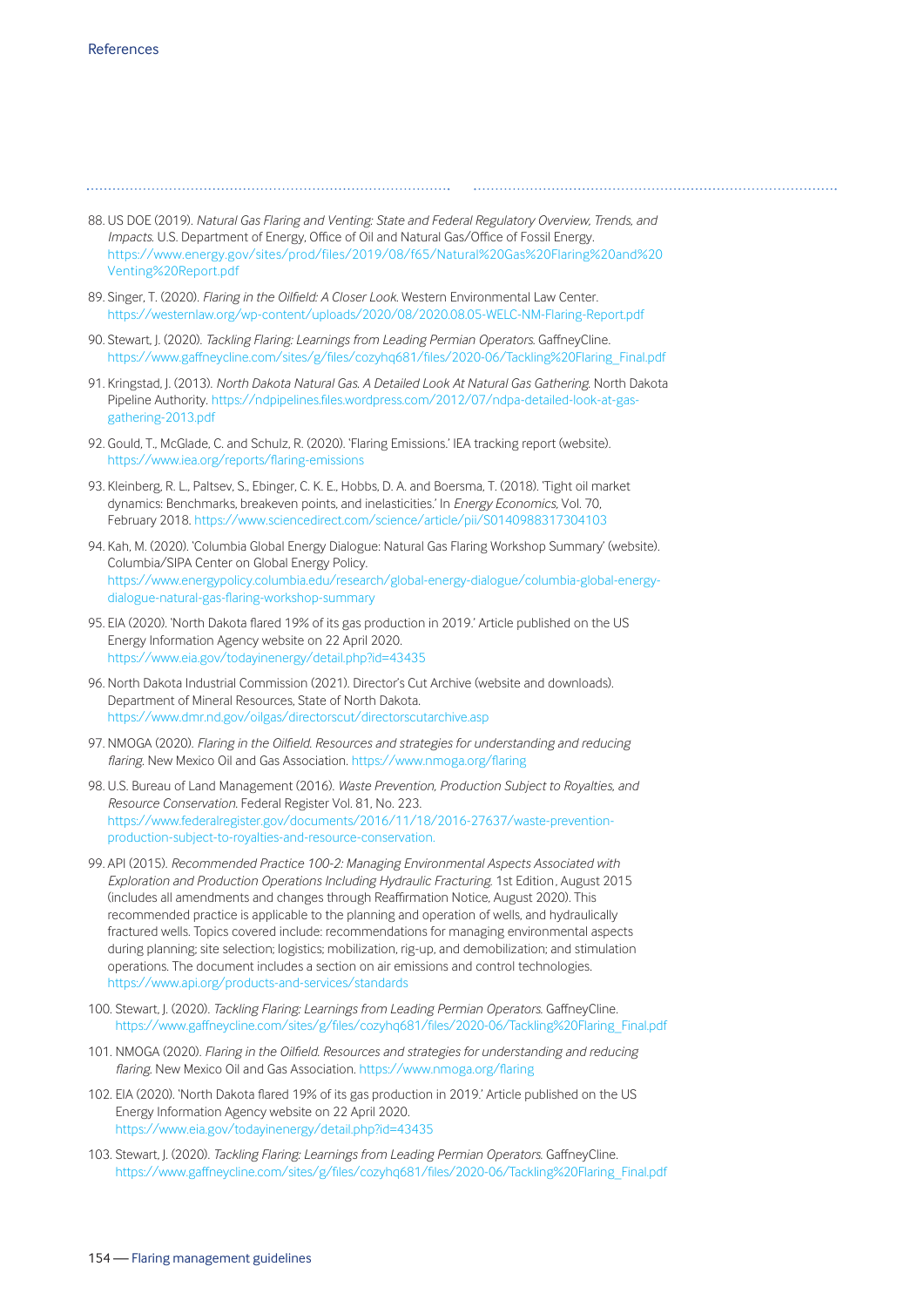88. US DOE (2019). *Natural Gas Flaring and Venting: State and Federal Regulatory Overview, Trends, and Impacts.* U.S. Department of Energy, Office of Oil and Natural Gas/Office of Fossil Energy. https://www.energy.gov/sites/prod/files/2019/08/f65/Natural%20Gas%20Flaring%20and%20Venting%20Report.pdf

89. Singer, T. (2020). *Flaring in the Oilfield: A Closer Look.* Western Environmental Law Center. https://westernlaw.org/wp-content/uploads/2020/08/2020.08.05-WELC-NM-Flaring-Report.pdf

90. Stewart, J. (2020). *Tackling Flaring: Learnings from Leading Permian Operators.* GaffneyCline. https://www.gaffneycline.com/sites/g/files/cozyhq681/files/2020-06/Tackling%20Flaring_Final.pdf

91. Kringstad, J. (2013). *North Dakota Natural Gas. A Detailed Look At Natural Gas Gathering.* North Dakota Pipeline Authority. https://ndpipelines.files.wordpress.com/2012/07/ndpa-detailed-look-at-gas-gathering-2013.pdf

92. Gould, T., McGlade, C. and Schulz, R. (2020). 'Flaring Emissions.' IEA tracking report (website). https://www.iea.org/reports/flaring-emissions

93. Kleinberg, R. L., Paltsev, S., Ebinger, C. K. E., Hobbs, D. A. and Boersma, T. (2018). 'Tight oil market dynamics: Benchmarks, breakeven points, and inelasticities.' In *Energy Economics*, Vol. 70, February 2018. https://www.sciencedirect.com/science/article/pii/S0140988317304103

94. Kah, M. (2020). 'Columbia Global Energy Dialogue: Natural Gas Flaring Workshop Summary' (website). Columbia/SIPA Center on Global Energy Policy. https://www.energypolicy.columbia.edu/research/global-energy-dialogue/columbia-global-energy-dialogue-natural-gas-flaring-workshop-summary

95. EIA (2020). 'North Dakota flared 19% of its gas production in 2019.' Article published on the US Energy Information Agency website on 22 April 2020. https://www.eia.gov/todayinenergy/detail.php?id=43435

96. North Dakota Industrial Commission (2021). Director's Cut Archive (website and downloads). Department of Mineral Resources, State of North Dakota. https://www.dmr.nd.gov/oilgas/directorscut/directorscutarchive.asp

97. NMOGA (2020). *Flaring in the Oilfield. Resources and strategies for understanding and reducing flaring.* New Mexico Oil and Gas Association. https://www.nmoga.org/flaring

98. U.S. Bureau of Land Management (2016). *Waste Prevention, Production Subject to Royalties, and Resource Conservation.* Federal Register Vol. 81, No. 223. https://www.federalregister.gov/documents/2016/11/18/2016-27637/waste-prevention-production-subject-to-royalties-and-resource-conservation.

99. API (2015). *Recommended Practice 100-2: Managing Environmental Aspects Associated with Exploration and Production Operations Including Hydraulic Fracturing.* 1st Edition, August 2015 (includes all amendments and changes through Reaffirmation Notice, August 2020). This recommended practice is applicable to the planning and operation of wells, and hydraulically fractured wells. Topics covered include: recommendations for managing environmental aspects during planning; site selection; logistics; mobilization, rig-up, and demobilization; and stimulation operations. The document includes a section on air emissions and control technologies. https://www.api.org/products-and-services/standards

100. Stewart, J. (2020). *Tackling Flaring: Learnings from Leading Permian Operators.* GaffneyCline. https://www.gaffneycline.com/sites/g/files/cozyhq681/files/2020-06/Tackling%20Flaring_Final.pdf

101. NMOGA (2020). *Flaring in the Oilfield. Resources and strategies for understanding and reducing flaring.* New Mexico Oil and Gas Association. https://www.nmoga.org/flaring

102. EIA (2020). 'North Dakota flared 19% of its gas production in 2019.' Article published on the US Energy Information Agency website on 22 April 2020. https://www.eia.gov/todayinenergy/detail.php?id=43435

103. Stewart, J. (2020). *Tackling Flaring: Learnings from Leading Permian Operators.* GaffneyCline. https://www.gaffneycline.com/sites/g/files/cozyhq681/files/2020-06/Tackling%20Flaring_Final.pdf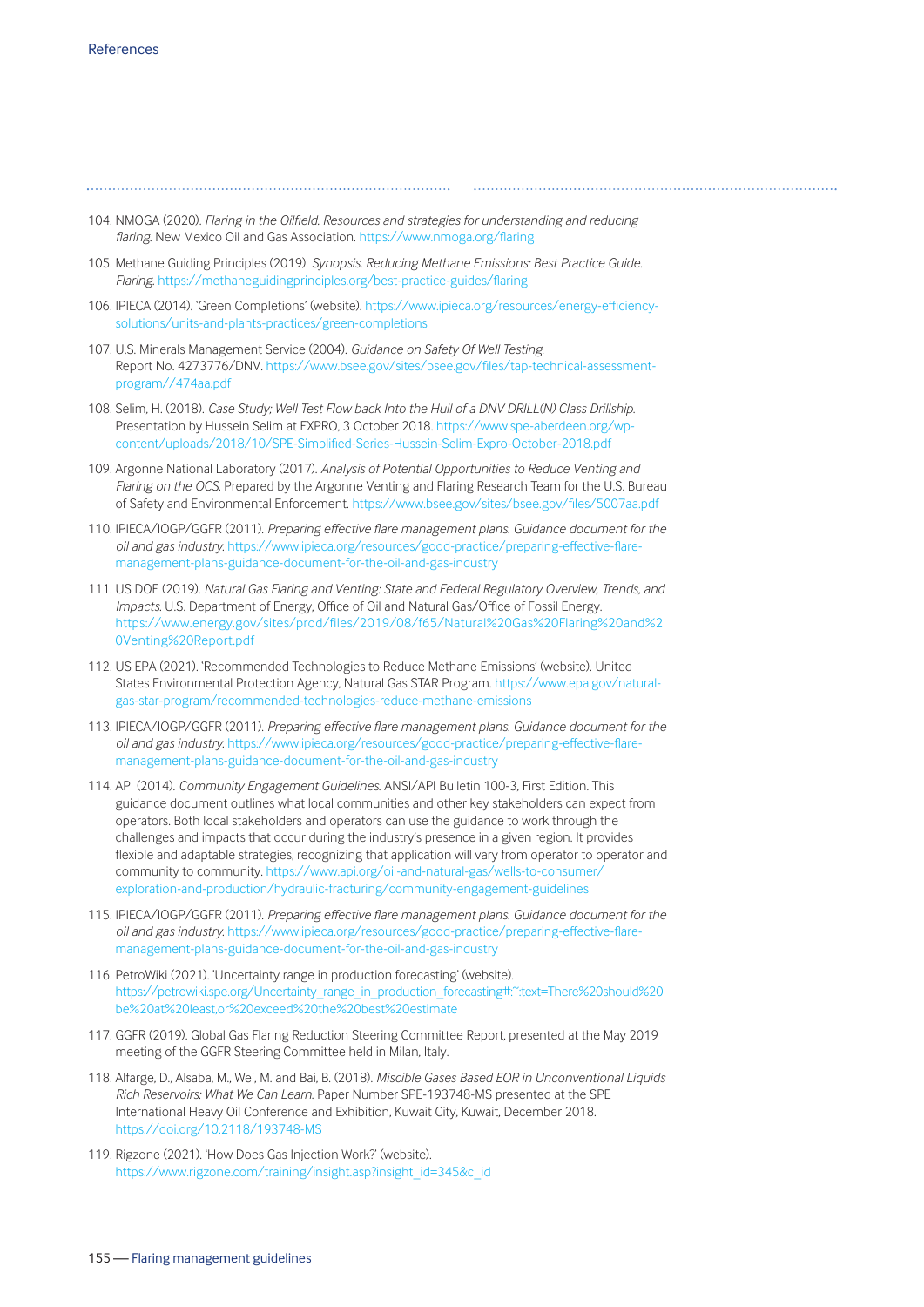104. NMOGA (2020). *Flaring in the Oilfield. Resources and strategies for understanding and reducing flaring.* New Mexico Oil and Gas Association. https://www.nmoga.org/flaring

105. Methane Guiding Principles (2019). *Synopsis. Reducing Methane Emissions: Best Practice Guide. Flaring.* https://methaneguidingprinciples.org/best-practice-guides/flaring

106. IPIECA (2014). 'Green Completions' (website). https://www.ipieca.org/resources/energy-efficiency-solutions/units-and-plants-practices/green-completions

107. U.S. Minerals Management Service (2004). *Guidance on Safety Of Well Testing.* Report No. 4273776/DNV. https://www.bsee.gov/sites/bsee.gov/files/tap-technical-assessment-program//474aa.pdf

108. Selim, H. (2018). *Case Study; Well Test Flow back Into the Hull of a DNV DRILL(N) Class Drillship.* Presentation by Hussein Selim at EXPRO, 3 October 2018. https://www.spe-aberdeen.org/wp-content/uploads/2018/10/SPE-Simplified-Series-Hussein-Selim-Expro-October-2018.pdf

109. Argonne National Laboratory (2017). *Analysis of Potential Opportunities to Reduce Venting and Flaring on the OCS.* Prepared by the Argonne Venting and Flaring Research Team for the U.S. Bureau of Safety and Environmental Enforcement. https://www.bsee.gov/sites/bsee.gov/files/5007aa.pdf

110. IPIECA/IOGP/GGFR (2011). *Preparing effective flare management plans. Guidance document for the oil and gas industry.* https://www.ipieca.org/resources/good-practice/preparing-effective-flare-management-plans-guidance-document-for-the-oil-and-gas-industry

111. US DOE (2019). *Natural Gas Flaring and Venting: State and Federal Regulatory Overview, Trends, and Impacts.* U.S. Department of Energy, Office of Oil and Natural Gas/Office of Fossil Energy. https://www.energy.gov/sites/prod/files/2019/08/f65/Natural%20Gas%20Flaring%20and%20Venting%20Report.pdf

112. US EPA (2021). 'Recommended Technologies to Reduce Methane Emissions' (website). United States Environmental Protection Agency, Natural Gas STAR Program. https://www.epa.gov/natural-gas-star-program/recommended-technologies-reduce-methane-emissions

113. IPIECA/IOGP/GGFR (2011). *Preparing effective flare management plans. Guidance document for the oil and gas industry.* https://www.ipieca.org/resources/good-practice/preparing-effective-flare-management-plans-guidance-document-for-the-oil-and-gas-industry

114. API (2014). *Community Engagement Guidelines.* ANSI/API Bulletin 100-3, First Edition. This guidance document outlines what local communities and other key stakeholders can expect from operators. Both local stakeholders and operators can use the guidance to work through the challenges and impacts that occur during the industry's presence in a given region. It provides flexible and adaptable strategies, recognizing that application will vary from operator to operator and community to community. https://www.api.org/oil-and-natural-gas/wells-to-consumer/exploration-and-production/hydraulic-fracturing/community-engagement-guidelines

115. IPIECA/IOGP/GGFR (2011). *Preparing effective flare management plans. Guidance document for the oil and gas industry.* https://www.ipieca.org/resources/good-practice/preparing-effective-flare-management-plans-guidance-document-for-the-oil-and-gas-industry

116. PetroWiki (2021). 'Uncertainty range in production forecasting' (website). https://petrowiki.spe.org/Uncertainty_range_in_production_forecasting#:~:text=There%20should%20be%20at%20least,or%20exceed%20the%20best%20estimate

117. GGFR (2019). Global Gas Flaring Reduction Steering Committee Report, presented at the May 2019 meeting of the GGFR Steering Committee held in Milan, Italy.

118. Alfarge, D., Alsaba, M., Wei, M. and Bai, B. (2018). *Miscible Gases Based EOR in Unconventional Liquids Rich Reservoirs: What We Can Learn.* Paper Number SPE-193748-MS presented at the SPE International Heavy Oil Conference and Exhibition, Kuwait City, Kuwait, December 2018. https://doi.org/10.2118/193748-MS

119. Rigzone (2021). 'How Does Gas Injection Work?' (website). https://www.rigzone.com/training/insight.asp?insight_id=345&c_id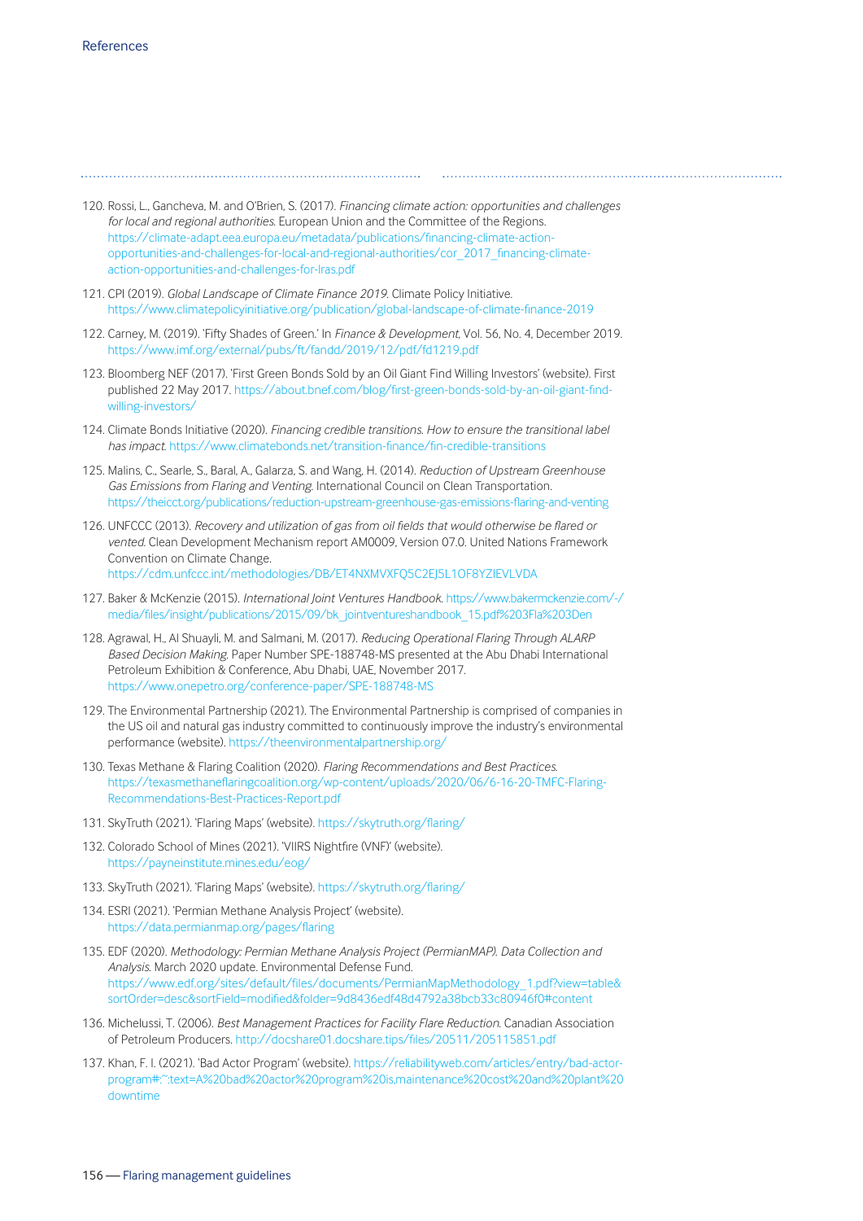120. Rossi, L., Gancheva, M. and O'Brien, S. (2017). *Financing climate action: opportunities and challenges for local and regional authorities.* European Union and the Committee of the Regions. https://climate-adapt.eea.europa.eu/metadata/publications/financing-climate-action-opportunities-and-challenges-for-local-and-regional-authorities/cor_2017_financing-climate-action-opportunities-and-challenges-for-lras.pdf

121. CPI (2019). *Global Landscape of Climate Finance 2019.* Climate Policy Initiative. https://www.climatepolicyinitiative.org/publication/global-landscape-of-climate-finance-2019

122. Carney, M. (2019). 'Fifty Shades of Green.' In *Finance & Development*, Vol. 56, No. 4, December 2019. https://www.imf.org/external/pubs/ft/fandd/2019/12/pdf/fd1219.pdf

123. Bloomberg NEF (2017). 'First Green Bonds Sold by an Oil Giant Find Willing Investors' (website). First published 22 May 2017. https://about.bnef.com/blog/first-green-bonds-sold-by-an-oil-giant-find-willing-investors/

124. Climate Bonds Initiative (2020). *Financing credible transitions. How to ensure the transitional label has impact.* https://www.climatebonds.net/transition-finance/fin-credible-transitions

125. Malins, C., Searle, S., Baral, A., Galarza, S. and Wang, H. (2014). *Reduction of Upstream Greenhouse Gas Emissions from Flaring and Venting.* International Council on Clean Transportation. https://theicct.org/publications/reduction-upstream-greenhouse-gas-emissions-flaring-and-venting

126. UNFCCC (2013). *Recovery and utilization of gas from oil fields that would otherwise be flared or vented.* Clean Development Mechanism report AM0009, Version 07.0. United Nations Framework Convention on Climate Change. https://cdm.unfccc.int/methodologies/DB/ET4NXMVXFQ5C2EJ5L1OF8YZIEVLVDA

127. Baker & McKenzie (2015). *International Joint Ventures Handbook.* https://www.bakermckenzie.com/-/media/files/insight/publications/2015/09/bk_jointventureshandbook_15.pdf%203Fla%203Den

128. Agrawal, H., Al Shuayli, M. and Salmani, M. (2017). *Reducing Operational Flaring Through ALARP Based Decision Making.* Paper Number SPE-188748-MS presented at the Abu Dhabi International Petroleum Exhibition & Conference, Abu Dhabi, UAE, November 2017. https://www.onepetro.org/conference-paper/SPE-188748-MS

129. The Environmental Partnership (2021). The Environmental Partnership is comprised of companies in the US oil and natural gas industry committed to continuously improve the industry's environmental performance (website). https://theenvironmentalpartnership.org/

130. Texas Methane & Flaring Coalition (2020). *Flaring Recommendations and Best Practices.* https://texasmethaneflaringcoalition.org/wp-content/uploads/2020/06/6-16-20-TMFC-Flaring-Recommendations-Best-Practices-Report.pdf

131. SkyTruth (2021). 'Flaring Maps' (website). https://skytruth.org/flaring/

132. Colorado School of Mines (2021). 'VIIRS Nightfire (VNF)' (website). https://payneinstitute.mines.edu/eog/

133. SkyTruth (2021). 'Flaring Maps' (website). https://skytruth.org/flaring/

134. ESRI (2021). 'Permian Methane Analysis Project' (website). https://data.permianmap.org/pages/flaring

135. EDF (2020). *Methodology: Permian Methane Analysis Project (PermianMAP). Data Collection and Analysis.* March 2020 update. Environmental Defense Fund. https://www.edf.org/sites/default/files/documents/PermianMapMethodology_1.pdf?view=table&sortOrder=desc&sortField=modified&folder=9d8436edf48d4792a38bcb33c80946f0#content

136. Michelussi, T. (2006). *Best Management Practices for Facility Flare Reduction.* Canadian Association of Petroleum Producers. http://docshare01.docshare.tips/files/20511/205115851.pdf

137. Khan, F. I. (2021). 'Bad Actor Program' (website). https://reliabilityweb.com/articles/entry/bad-actor-program#:~:text=A%20bad%20actor%20program%20is,maintenance%20cost%20and%20plant%20downtime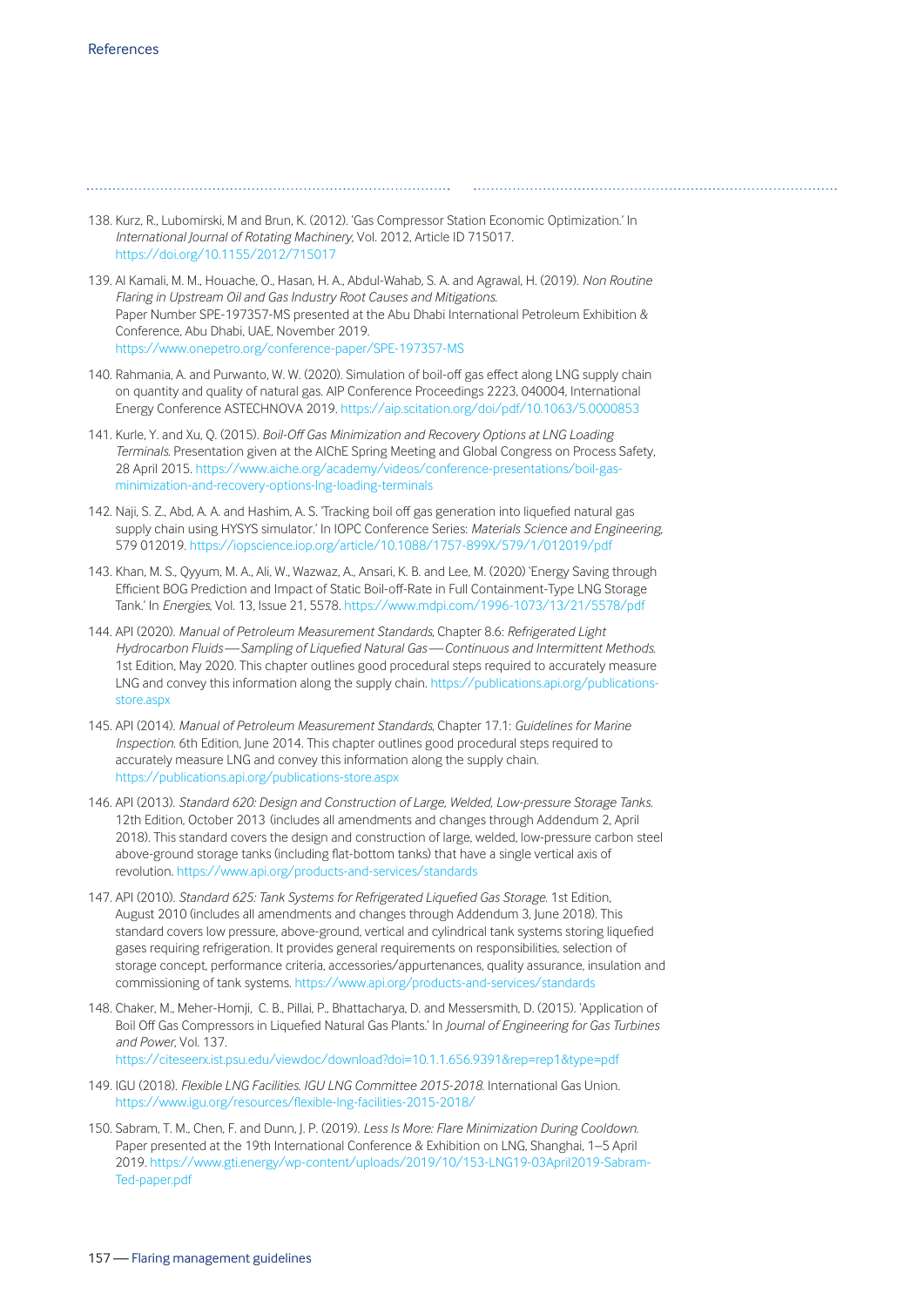138. Kurz, R., Lubomirski, M and Brun, K. (2012). 'Gas Compressor Station Economic Optimization.' In *International Journal of Rotating Machinery*, Vol. 2012, Article ID 715017. https://doi.org/10.1155/2012/715017

139. Al Kamali, M. M., Houache, O., Hasan, H. A., Abdul-Wahab, S. A. and Agrawal, H. (2019). *Non Routine Flaring in Upstream Oil and Gas Industry Root Causes and Mitigations.* Paper Number SPE-197357-MS presented at the Abu Dhabi International Petroleum Exhibition & Conference, Abu Dhabi, UAE, November 2019. https://www.onepetro.org/conference-paper/SPE-197357-MS

140. Rahmania, A. and Purwanto, W. W. (2020). Simulation of boil-off gas effect along LNG supply chain on quantity and quality of natural gas. AIP Conference Proceedings 2223, 040004, International Energy Conference ASTECHNOVA 2019. https://aip.scitation.org/doi/pdf/10.1063/5.0000853

141. Kurle, Y. and Xu, Q. (2015). *Boil-Off Gas Minimization and Recovery Options at LNG Loading Terminals.* Presentation given at the AIChE Spring Meeting and Global Congress on Process Safety, 28 April 2015. https://www.aiche.org/academy/videos/conference-presentations/boil-gas-minimization-and-recovery-options-lng-loading-terminals

142. Naji, S. Z., Abd, A. A. and Hashim, A. S. 'Tracking boil off gas generation into liquefied natural gas supply chain using HYSYS simulator.' In IOPC Conference Series: *Materials Science and Engineering*, 579 012019. https://iopscience.iop.org/article/10.1088/1757-899X/579/1/012019/pdf

143. Khan, M. S., Qyyum, M. A., Ali, W., Wazwaz, A., Ansari, K. B. and Lee, M. (2020) 'Energy Saving through Efficient BOG Prediction and Impact of Static Boil-off-Rate in Full Containment-Type LNG Storage Tank.' In *Energies*, Vol. 13, Issue 21, 5578. https://www.mdpi.com/1996-1073/13/21/5578/pdf

144. API (2020). *Manual of Petroleum Measurement Standards*, Chapter 8.6: *Refrigerated Light Hydrocarbon Fluids—Sampling of Liquefied Natural Gas—Continuous and Intermittent Methods.* 1st Edition, May 2020. This chapter outlines good procedural steps required to accurately measure LNG and convey this information along the supply chain. https://publications.api.org/publications-store.aspx

145. API (2014). *Manual of Petroleum Measurement Standards*, Chapter 17.1: *Guidelines for Marine Inspection.* 6th Edition, June 2014. This chapter outlines good procedural steps required to accurately measure LNG and convey this information along the supply chain. https://publications.api.org/publications-store.aspx

146. API (2013). *Standard 620: Design and Construction of Large, Welded, Low-pressure Storage Tanks.* 12th Edition, October 2013 (includes all amendments and changes through Addendum 2, April 2018). This standard covers the design and construction of large, welded, low-pressure carbon steel above-ground storage tanks (including flat-bottom tanks) that have a single vertical axis of revolution. https://www.api.org/products-and-services/standards

147. API (2010). *Standard 625: Tank Systems for Refrigerated Liquefied Gas Storage.* 1st Edition, August 2010 (includes all amendments and changes through Addendum 3, June 2018). This standard covers low pressure, above-ground, vertical and cylindrical tank systems storing liquefied gases requiring refrigeration. It provides general requirements on responsibilities, selection of storage concept, performance criteria, accessories/appurtenances, quality assurance, insulation and commissioning of tank systems. https://www.api.org/products-and-services/standards

148. Chaker, M., Meher-Homji, C. B., Pillai, P., Bhattacharya, D. and Messersmith, D. (2015). 'Application of Boil Off Gas Compressors in Liquefied Natural Gas Plants.' In *Journal of Engineering for Gas Turbines and Power*, Vol. 137. https://citeseerx.ist.psu.edu/viewdoc/download?doi=10.1.1.656.9391&rep=rep1&type=pdf

149. IGU (2018). *Flexible LNG Facilities. IGU LNG Committee 2015-2018.* International Gas Union. https://www.igu.org/resources/flexible-lng-facilities-2015-2018/

150. Sabram, T. M., Chen, F. and Dunn, J. P. (2019). *Less Is More: Flare Minimization During Cooldown.* Paper presented at the 19th International Conference & Exhibition on LNG, Shanghai, 1–5 April 2019. https://www.gti.energy/wp-content/uploads/2019/10/153-LNG19-03April2019-Sabram-Ted-paper.pdf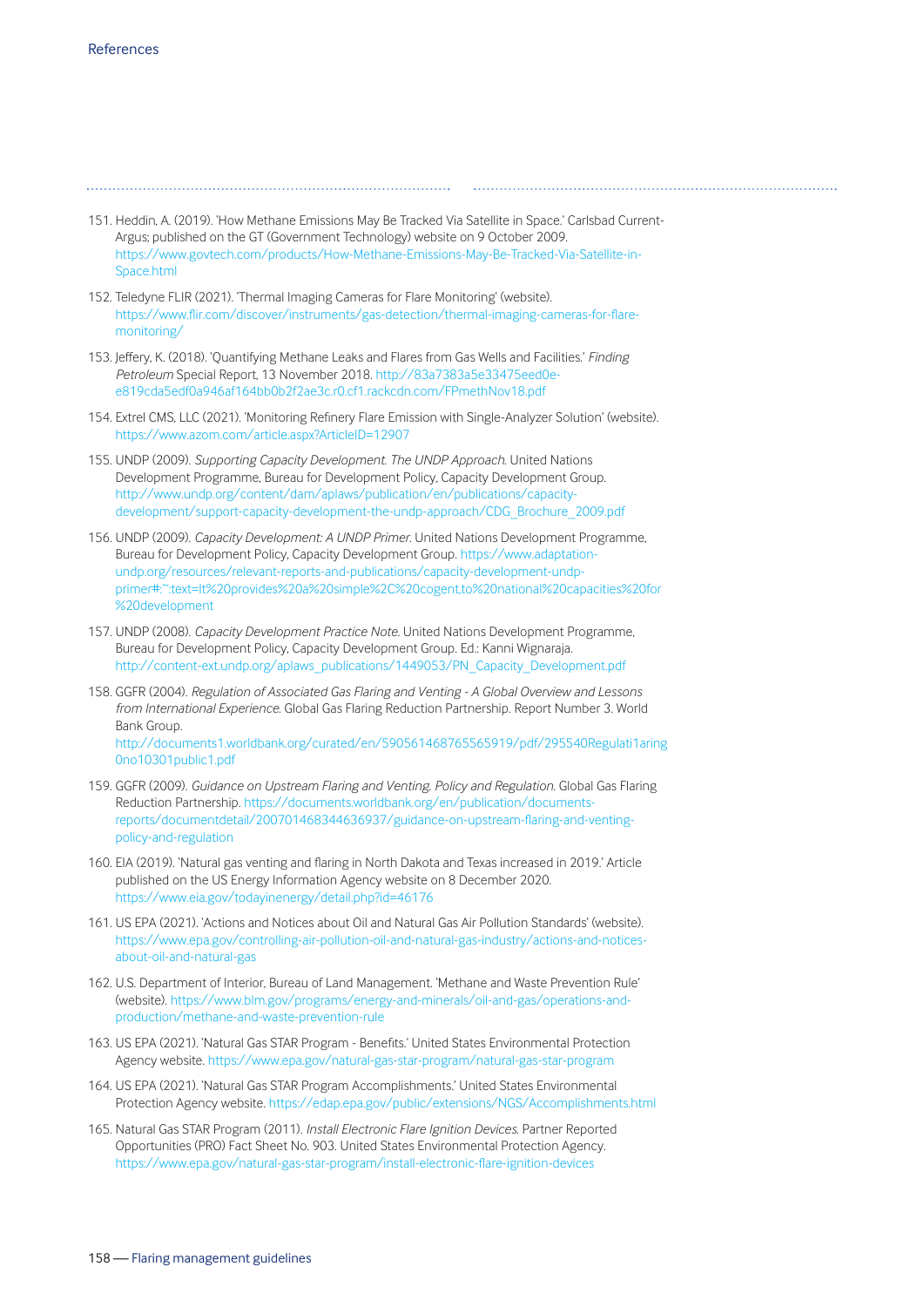151. Heddin, A. (2019). 'How Methane Emissions May Be Tracked Via Satellite in Space.' Carlsbad Current-Argus; published on the GT (Government Technology) website on 9 October 2009. https://www.govtech.com/products/How-Methane-Emissions-May-Be-Tracked-Via-Satellite-in-Space.html

152. Teledyne FLIR (2021). 'Thermal Imaging Cameras for Flare Monitoring' (website). https://www.flir.com/discover/instruments/gas-detection/thermal-imaging-cameras-for-flare-monitoring/

153. Jeffery, K. (2018). 'Quantifying Methane Leaks and Flares from Gas Wells and Facilities.' *Finding Petroleum* Special Report, 13 November 2018. http://83a7383a5e33475eed0e-e819cda5edf0a946af164bb0b2f2ae3c.r0.cf1.rackcdn.com/FPmethNov18.pdf

154. Extrel CMS, LLC (2021). 'Monitoring Refinery Flare Emission with Single-Analyzer Solution' (website). https://www.azom.com/article.aspx?ArticleID=12907

155. UNDP (2009). *Supporting Capacity Development. The UNDP Approach.* United Nations Development Programme, Bureau for Development Policy, Capacity Development Group. http://www.undp.org/content/dam/aplaws/publication/en/publications/capacity-development/support-capacity-development-the-undp-approach/CDG_Brochure_2009.pdf

156. UNDP (2009). *Capacity Development: A UNDP Primer.* United Nations Development Programme, Bureau for Development Policy, Capacity Development Group. https://www.adaptation-undp.org/resources/relevant-reports-and-publications/capacity-development-undp-primer#:~:text=It%20provides%20a%20simple%2C%20cogent,to%20national%20capacities%20for%20development

157. UNDP (2008). *Capacity Development Practice Note.* United Nations Development Programme, Bureau for Development Policy, Capacity Development Group. Ed.: Kanni Wignaraja. http://content-ext.undp.org/aplaws_publications/1449053/PN_Capacity_Development.pdf

158. GGFR (2004). *Regulation of Associated Gas Flaring and Venting - A Global Overview and Lessons from International Experience.* Global Gas Flaring Reduction Partnership. Report Number 3. World Bank Group. http://documents1.worldbank.org/curated/en/590561468765565919/pdf/295540Regulati1aring0no10301public1.pdf

159. GGFR (2009). *Guidance on Upstream Flaring and Venting. Policy and Regulation.* Global Gas Flaring Reduction Partnership. https://documents.worldbank.org/en/publication/documents-reports/documentdetail/200701468344636937/guidance-on-upstream-flaring-and-venting-policy-and-regulation

160. EIA (2019). 'Natural gas venting and flaring in North Dakota and Texas increased in 2019.' Article published on the US Energy Information Agency website on 8 December 2020. https://www.eia.gov/todayinenergy/detail.php?id=46176

161. US EPA (2021). 'Actions and Notices about Oil and Natural Gas Air Pollution Standards' (website). https://www.epa.gov/controlling-air-pollution-oil-and-natural-gas-industry/actions-and-notices-about-oil-and-natural-gas

162. U.S. Department of Interior, Bureau of Land Management. 'Methane and Waste Prevention Rule' (website). https://www.blm.gov/programs/energy-and-minerals/oil-and-gas/operations-and-production/methane-and-waste-prevention-rule

163. US EPA (2021). 'Natural Gas STAR Program - Benefits.' United States Environmental Protection Agency website. https://www.epa.gov/natural-gas-star-program/natural-gas-star-program

164. US EPA (2021). 'Natural Gas STAR Program Accomplishments.' United States Environmental Protection Agency website. https://edap.epa.gov/public/extensions/NGS/Accomplishments.html

165. Natural Gas STAR Program (2011). *Install Electronic Flare Ignition Devices.* Partner Reported Opportunities (PRO) Fact Sheet No. 903. United States Environmental Protection Agency. https://www.epa.gov/natural-gas-star-program/install-electronic-flare-ignition-devices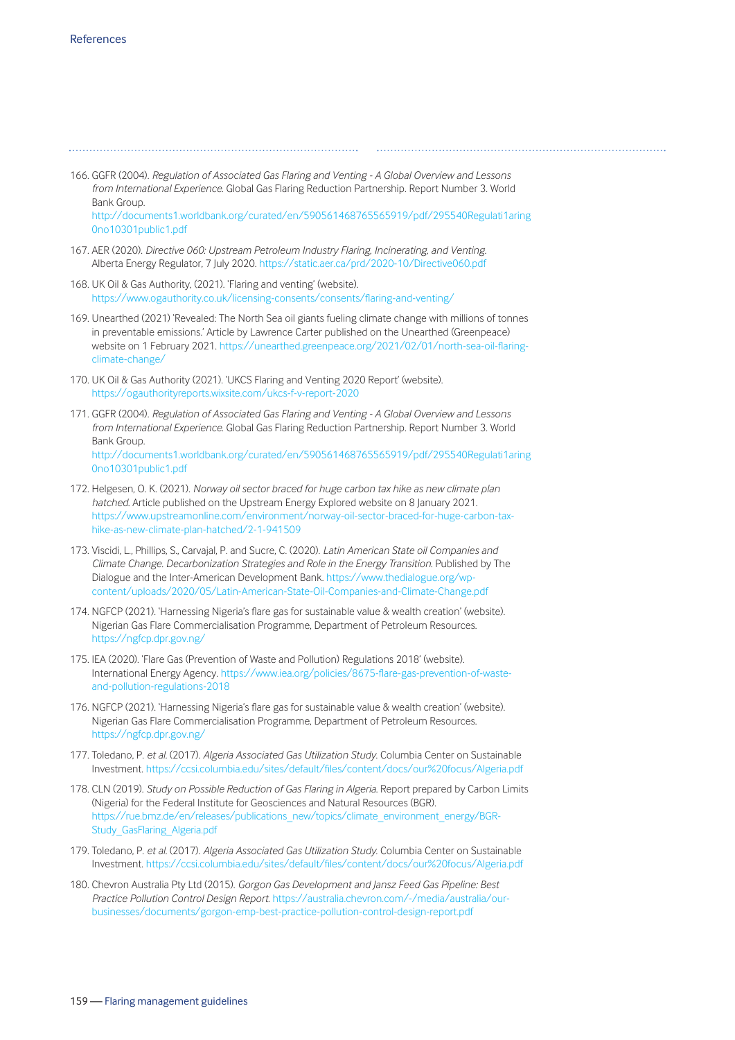166. GGFR (2004). *Regulation of Associated Gas Flaring and Venting - A Global Overview and Lessons from International Experience*. Global Gas Flaring Reduction Partnership. Report Number 3. World Bank Group. http://documents1.worldbank.org/curated/en/590561468765565919/pdf/295540Regulati1aring0no10301public1.pdf

167. AER (2020). *Directive 060: Upstream Petroleum Industry Flaring, Incinerating, and Venting*. Alberta Energy Regulator, 7 July 2020. https://static.aer.ca/prd/2020-10/Directive060.pdf

168. UK Oil & Gas Authority, (2021). 'Flaring and venting' (website). https://www.ogauthority.co.uk/licensing-consents/consents/flaring-and-venting/

169. Unearthed (2021) 'Revealed: The North Sea oil giants fueling climate change with millions of tonnes in preventable emissions.' Article by Lawrence Carter published on the Unearthed (Greenpeace) website on 1 February 2021. https://unearthed.greenpeace.org/2021/02/01/north-sea-oil-flaring-climate-change/

170. UK Oil & Gas Authority (2021). 'UKCS Flaring and Venting 2020 Report' (website). https://ogauthorityreports.wixsite.com/ukcs-f-v-report-2020

171. GGFR (2004). *Regulation of Associated Gas Flaring and Venting - A Global Overview and Lessons from International Experience*. Global Gas Flaring Reduction Partnership. Report Number 3. World Bank Group. http://documents1.worldbank.org/curated/en/590561468765565919/pdf/295540Regulati1aring0no10301public1.pdf

172. Helgesen, O. K. (2021). *Norway oil sector braced for huge carbon tax hike as new climate plan hatched*. Article published on the Upstream Energy Explored website on 8 January 2021. https://www.upstreamonline.com/environment/norway-oil-sector-braced-for-huge-carbon-tax-hike-as-new-climate-plan-hatched/2-1-941509

173. Viscidi, L., Phillips, S., Carvajal, P. and Sucre, C. (2020). *Latin American State oil Companies and Climate Change. Decarbonization Strategies and Role in the Energy Transition*. Published by The Dialogue and the Inter-American Development Bank. https://www.thedialogue.org/wp-content/uploads/2020/05/Latin-American-State-Oil-Companies-and-Climate-Change.pdf

174. NGFCP (2021). 'Harnessing Nigeria's flare gas for sustainable value & wealth creation' (website). Nigerian Gas Flare Commercialisation Programme, Department of Petroleum Resources. https://ngfcp.dpr.gov.ng/

175. IEA (2020). 'Flare Gas (Prevention of Waste and Pollution) Regulations 2018' (website). International Energy Agency. https://www.iea.org/policies/8675-flare-gas-prevention-of-waste-and-pollution-regulations-2018

176. NGFCP (2021). 'Harnessing Nigeria's flare gas for sustainable value & wealth creation' (website). Nigerian Gas Flare Commercialisation Programme, Department of Petroleum Resources. https://ngfcp.dpr.gov.ng/

177. Toledano, P. *et al.* (2017). *Algeria Associated Gas Utilization Study*. Columbia Center on Sustainable Investment. https://ccsi.columbia.edu/sites/default/files/content/docs/our%20focus/Algeria.pdf

178. CLN (2019). *Study on Possible Reduction of Gas Flaring in Algeria*. Report prepared by Carbon Limits (Nigeria) for the Federal Institute for Geosciences and Natural Resources (BGR). https://rue.bmz.de/en/releases/publications_new/topics/climate_environment_energy/BGR-Study_GasFlaring_Algeria.pdf

179. Toledano, P. *et al.* (2017). *Algeria Associated Gas Utilization Study*. Columbia Center on Sustainable Investment. https://ccsi.columbia.edu/sites/default/files/content/docs/our%20focus/Algeria.pdf

180. Chevron Australia Pty Ltd (2015). *Gorgon Gas Development and Jansz Feed Gas Pipeline: Best Practice Pollution Control Design Report*. https://australia.chevron.com/-/media/australia/our-businesses/documents/gorgon-emp-best-practice-pollution-control-design-report.pdf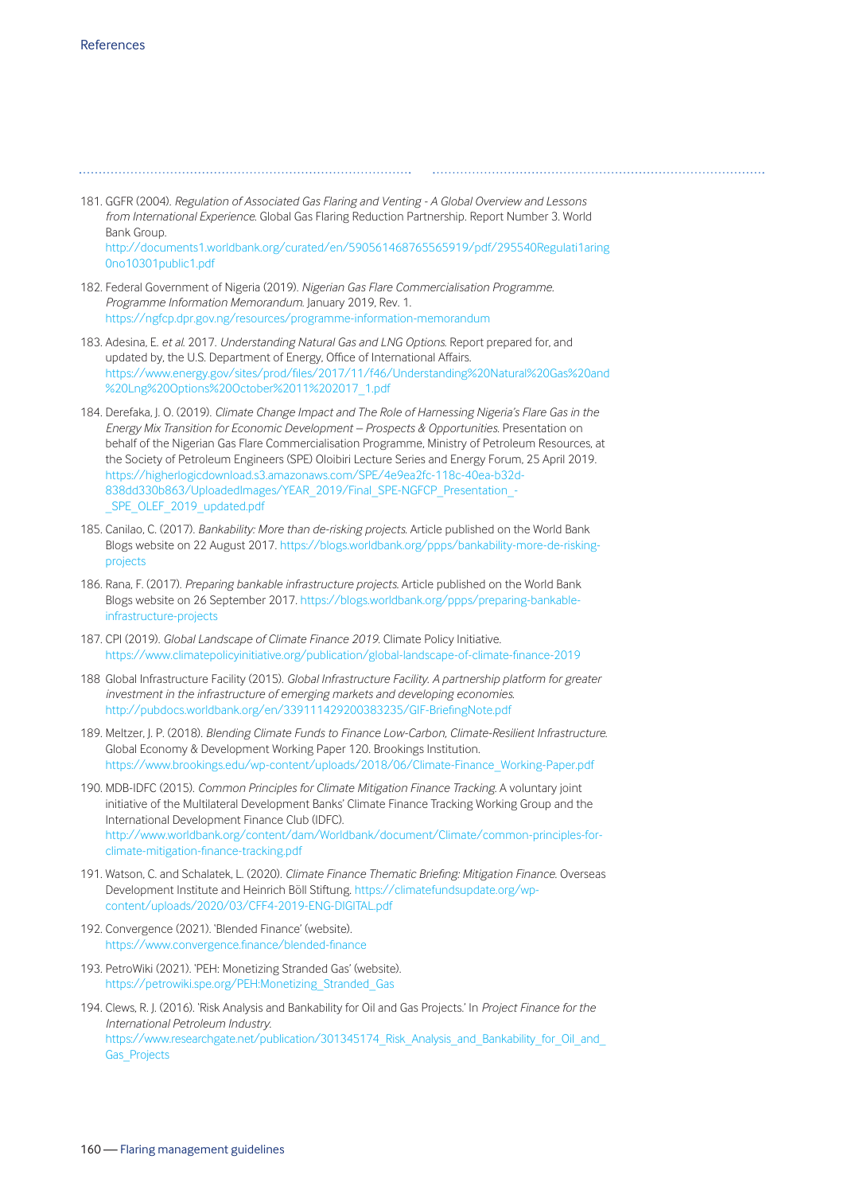181. GGFR (2004). *Regulation of Associated Gas Flaring and Venting - A Global Overview and Lessons from International Experience.* Global Gas Flaring Reduction Partnership. Report Number 3. World Bank Group. http://documents1.worldbank.org/curated/en/590561468765565919/pdf/295540Regulati1aring0no10301public1.pdf

182. Federal Government of Nigeria (2019). *Nigerian Gas Flare Commercialisation Programme. Programme Information Memorandum.* January 2019, Rev. 1. https://ngfcp.dpr.gov.ng/resources/programme-information-memorandum

183. Adesina, E. *et al.* 2017. *Understanding Natural Gas and LNG Options.* Report prepared for, and updated by, the U.S. Department of Energy, Office of International Affairs. https://www.energy.gov/sites/prod/files/2017/11/f46/Understanding%20Natural%20Gas%20and%20Lng%20Options%20October%2011%202017_1.pdf

184. Derefaka, J. O. (2019). *Climate Change Impact and The Role of Harnessing Nigeria's Flare Gas in the Energy Mix Transition for Economic Development – Prospects & Opportunities.* Presentation on behalf of the Nigerian Gas Flare Commercialisation Programme, Ministry of Petroleum Resources, at the Society of Petroleum Engineers (SPE) Oloibiri Lecture Series and Energy Forum, 25 April 2019. https://higherlogicdownload.s3.amazonaws.com/SPE/4e9ea2fc-118c-40ea-b32d-838dd330b863/UploadedImages/YEAR_2019/Final_SPE-NGFCP_Presentation_-_SPE_OLEF_2019_updated.pdf

185. Canilao, C. (2017). *Bankability: More than de-risking projects.* Article published on the World Bank Blogs website on 22 August 2017. https://blogs.worldbank.org/ppps/bankability-more-de-risking-projects

186. Rana, F. (2017). *Preparing bankable infrastructure projects.* Article published on the World Bank Blogs website on 26 September 2017. https://blogs.worldbank.org/ppps/preparing-bankable-infrastructure-projects

187. CPI (2019). *Global Landscape of Climate Finance 2019.* Climate Policy Initiative. https://www.climatepolicyinitiative.org/publication/global-landscape-of-climate-finance-2019

188 Global Infrastructure Facility (2015). *Global Infrastructure Facility. A partnership platform for greater investment in the infrastructure of emerging markets and developing economies.* http://pubdocs.worldbank.org/en/339111429200383235/GIF-BriefingNote.pdf

189. Meltzer, J. P. (2018). *Blending Climate Funds to Finance Low-Carbon, Climate-Resilient Infrastructure.* Global Economy & Development Working Paper 120. Brookings Institution. https://www.brookings.edu/wp-content/uploads/2018/06/Climate-Finance_Working-Paper.pdf

190. MDB-IDFC (2015). *Common Principles for Climate Mitigation Finance Tracking.* A voluntary joint initiative of the Multilateral Development Banks' Climate Finance Tracking Working Group and the International Development Finance Club (IDFC). http://www.worldbank.org/content/dam/Worldbank/document/Climate/common-principles-for-climate-mitigation-finance-tracking.pdf

191. Watson, C. and Schalatek, L. (2020). *Climate Finance Thematic Briefing: Mitigation Finance.* Overseas Development Institute and Heinrich Böll Stiftung. https://climatefundsupdate.org/wp-content/uploads/2020/03/CFF4-2019-ENG-DIGITAL.pdf

192. Convergence (2021). 'Blended Finance' (website). https://www.convergence.finance/blended-finance

193. PetroWiki (2021). 'PEH: Monetizing Stranded Gas' (website). https://petrowiki.spe.org/PEH:Monetizing_Stranded_Gas

194. Clews, R. J. (2016). 'Risk Analysis and Bankability for Oil and Gas Projects.' In *Project Finance for the International Petroleum Industry.* https://www.researchgate.net/publication/301345174_Risk_Analysis_and_Bankability_for_Oil_and_Gas_Projects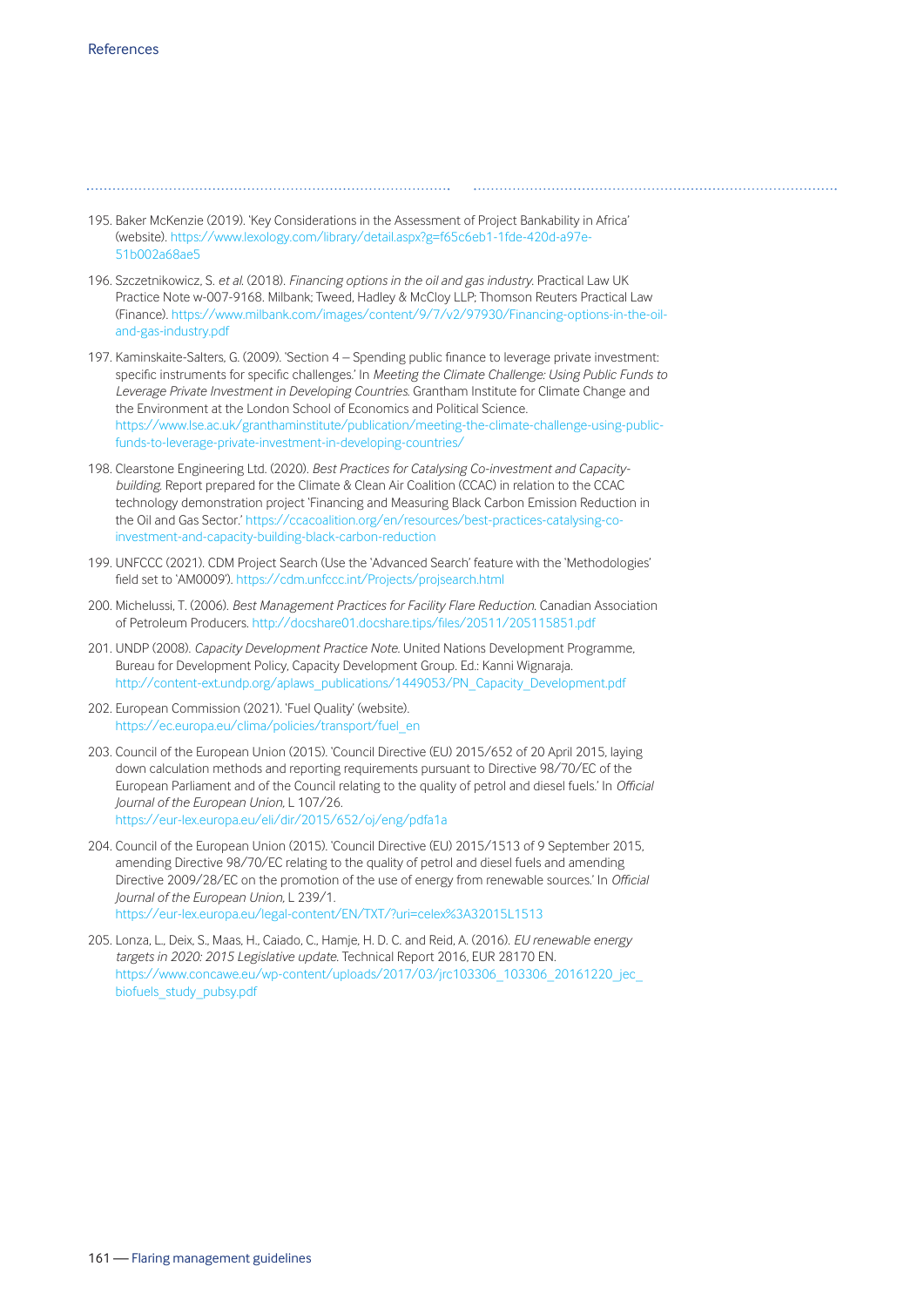195. Baker McKenzie (2019). 'Key Considerations in the Assessment of Project Bankability in Africa' (website). https://www.lexology.com/library/detail.aspx?g=f65c6eb1-1fde-420d-a97e-51b002a68ae5

196. Szczetnikowicz, S. *et al.* (2018). *Financing options in the oil and gas industry.* Practical Law UK Practice Note w-007-9168. Milbank; Tweed, Hadley & McCloy LLP; Thomson Reuters Practical Law (Finance). https://www.milbank.com/images/content/9/7/v2/97930/Financing-options-in-the-oil-and-gas-industry.pdf

197. Kaminskaite-Salters, G. (2009). 'Section 4 – Spending public finance to leverage private investment: specific instruments for specific challenges.' In *Meeting the Climate Challenge: Using Public Funds to Leverage Private Investment in Developing Countries.* Grantham Institute for Climate Change and the Environment at the London School of Economics and Political Science. https://www.lse.ac.uk/granthaminstitute/publication/meeting-the-climate-challenge-using-public-funds-to-leverage-private-investment-in-developing-countries/

198. Clearstone Engineering Ltd. (2020). *Best Practices for Catalysing Co-investment and Capacity-building.* Report prepared for the Climate & Clean Air Coalition (CCAC) in relation to the CCAC technology demonstration project 'Financing and Measuring Black Carbon Emission Reduction in the Oil and Gas Sector.' https://ccacoalition.org/en/resources/best-practices-catalysing-co-investment-and-capacity-building-black-carbon-reduction

199. UNFCCC (2021). CDM Project Search (Use the 'Advanced Search' feature with the 'Methodologies' field set to 'AM0009'). https://cdm.unfccc.int/Projects/projsearch.html

200. Michelussi, T. (2006). *Best Management Practices for Facility Flare Reduction.* Canadian Association of Petroleum Producers. http://docshare01.docshare.tips/files/20511/205115851.pdf

201. UNDP (2008). *Capacity Development Practice Note.* United Nations Development Programme, Bureau for Development Policy, Capacity Development Group. Ed.: Kanni Wignaraja. http://content-ext.undp.org/aplaws_publications/1449053/PN_Capacity_Development.pdf

202. European Commission (2021). 'Fuel Quality' (website). https://ec.europa.eu/clima/policies/transport/fuel_en

203. Council of the European Union (2015). 'Council Directive (EU) 2015/652 of 20 April 2015, laying down calculation methods and reporting requirements pursuant to Directive 98/70/EC of the European Parliament and of the Council relating to the quality of petrol and diesel fuels.' In *Official Journal of the European Union,* L 107/26. https://eur-lex.europa.eu/eli/dir/2015/652/oj/eng/pdfa1a

204. Council of the European Union (2015). 'Council Directive (EU) 2015/1513 of 9 September 2015, amending Directive 98/70/EC relating to the quality of petrol and diesel fuels and amending Directive 2009/28/EC on the promotion of the use of energy from renewable sources.' In *Official Journal of the European Union,* L 239/1. https://eur-lex.europa.eu/legal-content/EN/TXT/?uri=celex%3A32015L1513

205. Lonza, L., Deix, S., Maas, H., Caiado, C., Hamje, H. D. C. and Reid, A. (2016). *EU renewable energy targets in 2020: 2015 Legislative update.* Technical Report 2016, EUR 28170 EN. https://www.concawe.eu/wp-content/uploads/2017/03/jrc103306_103306_20161220_jec_biofuels_study_pubsy.pdf